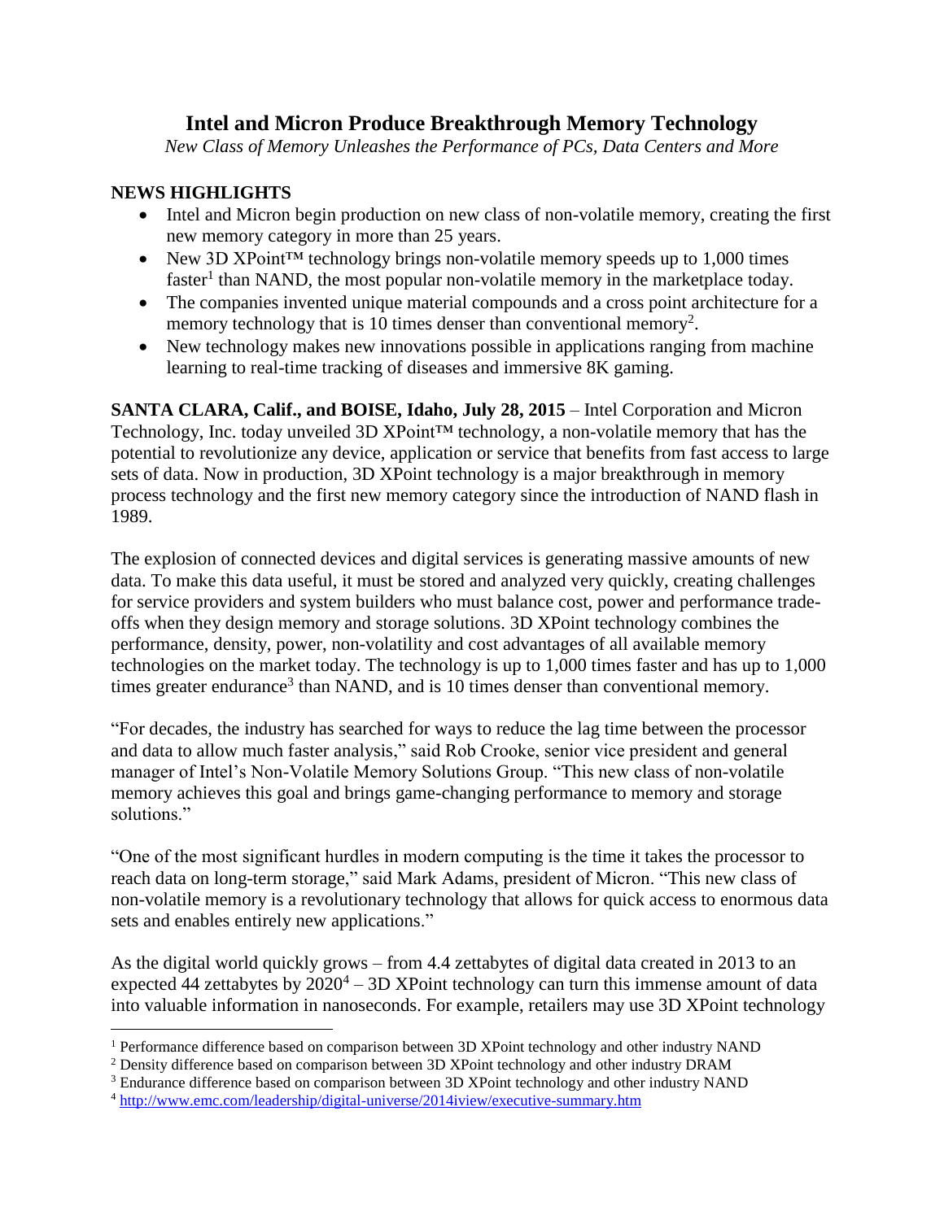# Intel and Micron Produce Breakthrough Memory Technology

*New Class of Memory Unleashes the Performance of PCs, Data Centers and More*

**NEWS HIGHLIGHTS**

- Intel and Micron begin production on new class of non-volatile memory, creating the first new memory category in more than 25 years.
- New 3D XPoint™ technology brings non-volatile memory speeds up to 1,000 times faster[1] than NAND, the most popular non-volatile memory in the marketplace today.
- The companies invented unique material compounds and a cross point architecture for a memory technology that is 10 times denser than conventional memory[2].
- New technology makes new innovations possible in applications ranging from machine learning to real-time tracking of diseases and immersive 8K gaming.

**SANTA CLARA, Calif., and BOISE, Idaho, July 28, 2015** – Intel Corporation and Micron Technology, Inc. today unveiled 3D XPoint™ technology, a non-volatile memory that has the potential to revolutionize any device, application or service that benefits from fast access to large sets of data. Now in production, 3D XPoint technology is a major breakthrough in memory process technology and the first new memory category since the introduction of NAND flash in 1989.

The explosion of connected devices and digital services is generating massive amounts of new data. To make this data useful, it must be stored and analyzed very quickly, creating challenges for service providers and system builders who must balance cost, power and performance trade-offs when they design memory and storage solutions. 3D XPoint technology combines the performance, density, power, non-volatility and cost advantages of all available memory technologies on the market today. The technology is up to 1,000 times faster and has up to 1,000 times greater endurance[3] than NAND, and is 10 times denser than conventional memory.

"For decades, the industry has searched for ways to reduce the lag time between the processor and data to allow much faster analysis," said Rob Crooke, senior vice president and general manager of Intel's Non-Volatile Memory Solutions Group. "This new class of non-volatile memory achieves this goal and brings game-changing performance to memory and storage solutions."

"One of the most significant hurdles in modern computing is the time it takes the processor to reach data on long-term storage," said Mark Adams, president of Micron. "This new class of non-volatile memory is a revolutionary technology that allows for quick access to enormous data sets and enables entirely new applications."

As the digital world quickly grows – from 4.4 zettabytes of digital data created in 2013 to an expected 44 zettabytes by 2020[4] – 3D XPoint technology can turn this immense amount of data into valuable information in nanoseconds. For example, retailers may use 3D XPoint technology

---

[1] Performance difference based on comparison between 3D XPoint technology and other industry NAND

[2] Density difference based on comparison between 3D XPoint technology and other industry DRAM

[3] Endurance difference based on comparison between 3D XPoint technology and other industry NAND

[4] http://www.emc.com/leadership/digital-universe/2014iview/executive-summary.htm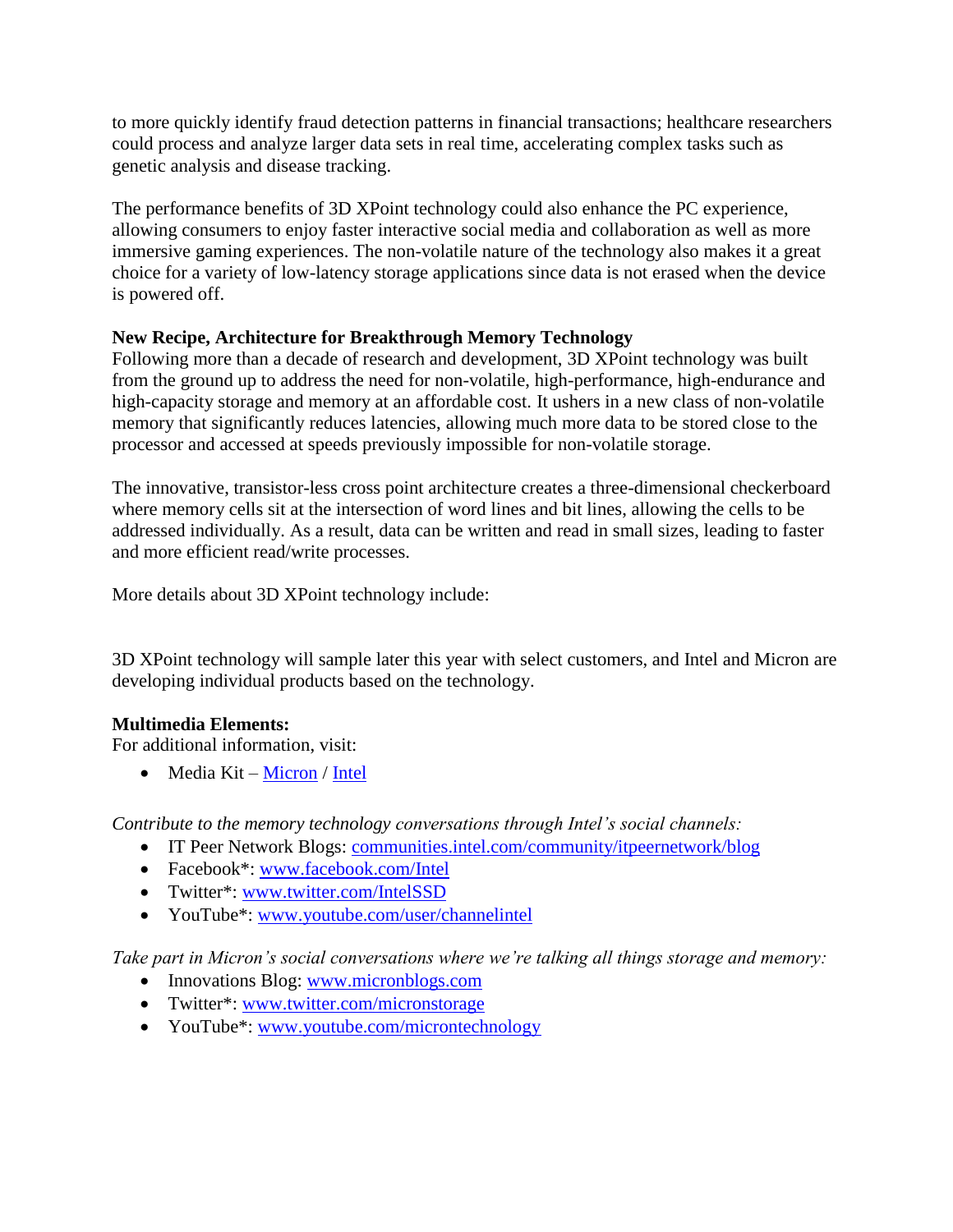to more quickly identify fraud detection patterns in financial transactions; healthcare researchers could process and analyze larger data sets in real time, accelerating complex tasks such as genetic analysis and disease tracking.

The performance benefits of 3D XPoint technology could also enhance the PC experience, allowing consumers to enjoy faster interactive social media and collaboration as well as more immersive gaming experiences. The non-volatile nature of the technology also makes it a great choice for a variety of low-latency storage applications since data is not erased when the device is powered off.

**New Recipe, Architecture for Breakthrough Memory Technology**
Following more than a decade of research and development, 3D XPoint technology was built from the ground up to address the need for non-volatile, high-performance, high-endurance and high-capacity storage and memory at an affordable cost. It ushers in a new class of non-volatile memory that significantly reduces latencies, allowing much more data to be stored close to the processor and accessed at speeds previously impossible for non-volatile storage.

The innovative, transistor-less cross point architecture creates a three-dimensional checkerboard where memory cells sit at the intersection of word lines and bit lines, allowing the cells to be addressed individually. As a result, data can be written and read in small sizes, leading to faster and more efficient read/write processes.

More details about 3D XPoint technology include:

3D XPoint technology will sample later this year with select customers, and Intel and Micron are developing individual products based on the technology.

**Multimedia Elements:**
For additional information, visit:

- Media Kit – Micron / Intel

*Contribute to the memory technology conversations through Intel's social channels:*

- IT Peer Network Blogs: communities.intel.com/community/itpeernetwork/blog
- Facebook*: www.facebook.com/Intel
- Twitter*: www.twitter.com/IntelSSD
- YouTube*: www.youtube.com/user/channelintel

*Take part in Micron's social conversations where we're talking all things storage and memory:*

- Innovations Blog: www.micronblogs.com
- Twitter*: www.twitter.com/micronstorage
- YouTube*: www.youtube.com/microntechnology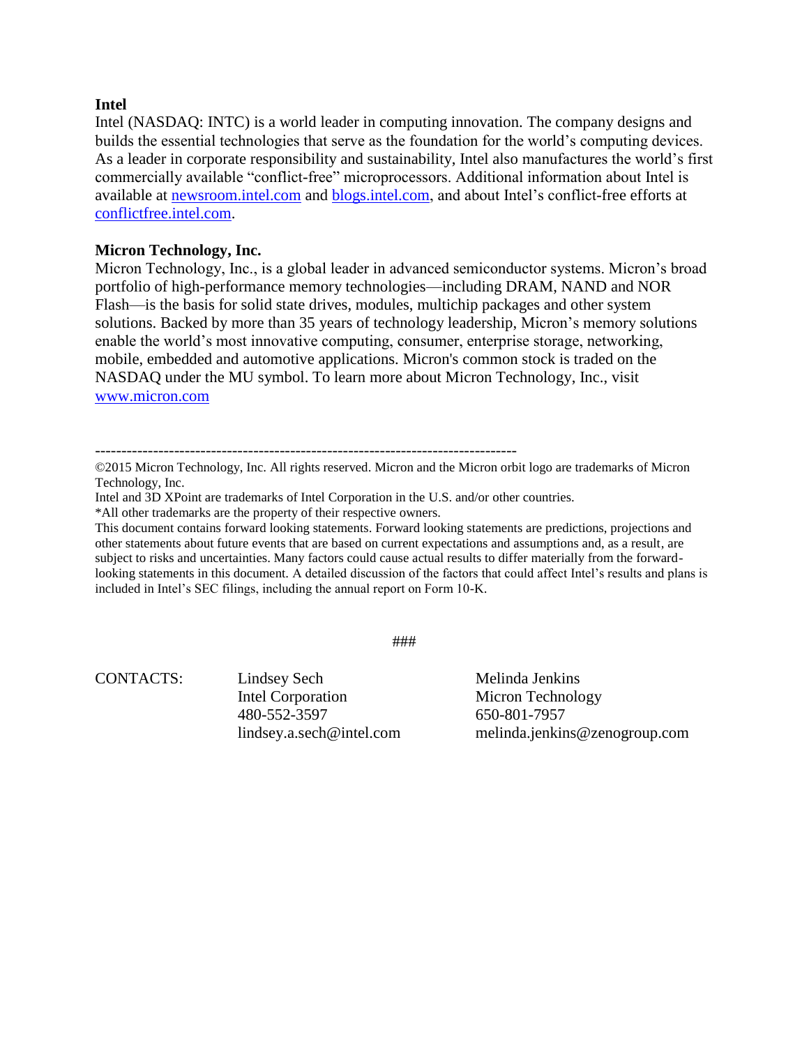**Intel**

Intel (NASDAQ: INTC) is a world leader in computing innovation. The company designs and builds the essential technologies that serve as the foundation for the world's computing devices. As a leader in corporate responsibility and sustainability, Intel also manufactures the world's first commercially available "conflict-free" microprocessors. Additional information about Intel is available at [newsroom.intel.com](newsroom.intel.com) and [blogs.intel.com](blogs.intel.com), and about Intel's conflict-free efforts at [conflictfree.intel.com](conflictfree.intel.com).

**Micron Technology, Inc.**

Micron Technology, Inc., is a global leader in advanced semiconductor systems. Micron's broad portfolio of high-performance memory technologies—including DRAM, NAND and NOR Flash—is the basis for solid state drives, modules, multichip packages and other system solutions. Backed by more than 35 years of technology leadership, Micron's memory solutions enable the world's most innovative computing, consumer, enterprise storage, networking, mobile, embedded and automotive applications. Micron's common stock is traded on the NASDAQ under the MU symbol. To learn more about Micron Technology, Inc., visit [www.micron.com](www.micron.com)

--------------------------------------------------------------------------------

©2015 Micron Technology, Inc. All rights reserved. Micron and the Micron orbit logo are trademarks of Micron Technology, Inc.

Intel and 3D XPoint are trademarks of Intel Corporation in the U.S. and/or other countries.

*All other trademarks are the property of their respective owners.

This document contains forward looking statements. Forward looking statements are predictions, projections and other statements about future events that are based on current expectations and assumptions and, as a result, are subject to risks and uncertainties. Many factors could cause actual results to differ materially from the forward-looking statements in this document. A detailed discussion of the factors that could affect Intel's results and plans is included in Intel's SEC filings, including the annual report on Form 10-K.

###

CONTACTS:

Lindsey Sech
Intel Corporation
480-552-3597
lindsey.a.sech@intel.com

Melinda Jenkins
Micron Technology
650-801-7957
melinda.jenkins@zenogroup.com